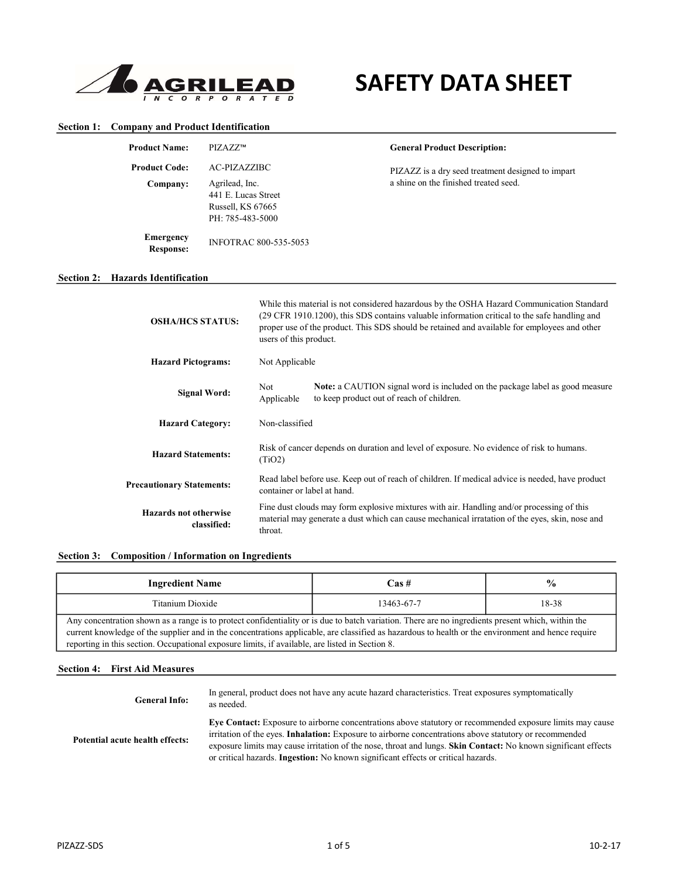# AGRILEAD INCORPORATED — SAFETY DATA SHEET

## Section 1: Company and Product Identification

**Product Name:** PIZAZZ™

**Product Code:** AC-PIZAZZIBC

**Company:** Agrilead, Inc.
441 E. Lucas Street
Russell, KS 67665
PH: 785-483-5000

**Emergency Response:** INFOTRAC 800-535-5053

**General Product Description:**

PIZAZZ is a dry seed treatment designed to impart a shine on the finished treated seed.

## Section 2: Hazards Identification

**OSHA/HCS STATUS:** While this material is not considered hazardous by the OSHA Hazard Communication Standard (29 CFR 1910.1200), this SDS contains valuable information critical to the safe handling and proper use of the product. This SDS should be retained and available for employees and other users of this product.

**Hazard Pictograms:** Not Applicable

**Signal Word:** Not Applicable — **Note:** a CAUTION signal word is included on the package label as good measure to keep product out of reach of children.

**Hazard Category:** Non-classified

**Hazard Statements:** Risk of cancer depends on duration and level of exposure. No evidence of risk to humans. ($TiO_2$)

**Precautionary Statements:** Read label before use. Keep out of reach of children. If medical advice is needed, have product container or label at hand.

**Hazards not otherwise classified:** Fine dust clouds may form explosive mixtures with air. Handling and/or processing of this material may generate a dust which can cause mechanical irratation of the eyes, skin, nose and throat.

## Section 3: Composition / Information on Ingredients

| Ingredient Name | Cas # | % |
|---|---|---|
| Titanium Dioxide | 13463-67-7 | 18-38 |

Any concentration shown as a range is to protect confidentiality or is due to batch variation. There are no ingredients present which, within the current knowledge of the supplier and in the concentrations applicable, are classified as hazardous to health or the environment and hence require reporting in this section. Occupational exposure limits, if available, are listed in Section 8.

## Section 4: First Aid Measures

**General Info:** In general, product does not have any acute hazard characteristics. Treat exposures symptomatically as needed.

**Potential acute health effects:** **Eye Contact:** Exposure to airborne concentrations above statutory or recommended exposure limits may cause irritation of the eyes. **Inhalation:** Exposure to airborne concentrations above statutory or recommended exposure limits may cause irritation of the nose, throat and lungs. **Skin Contact:** No known significant effects or critical hazards. **Ingestion:** No known significant effects or critical hazards.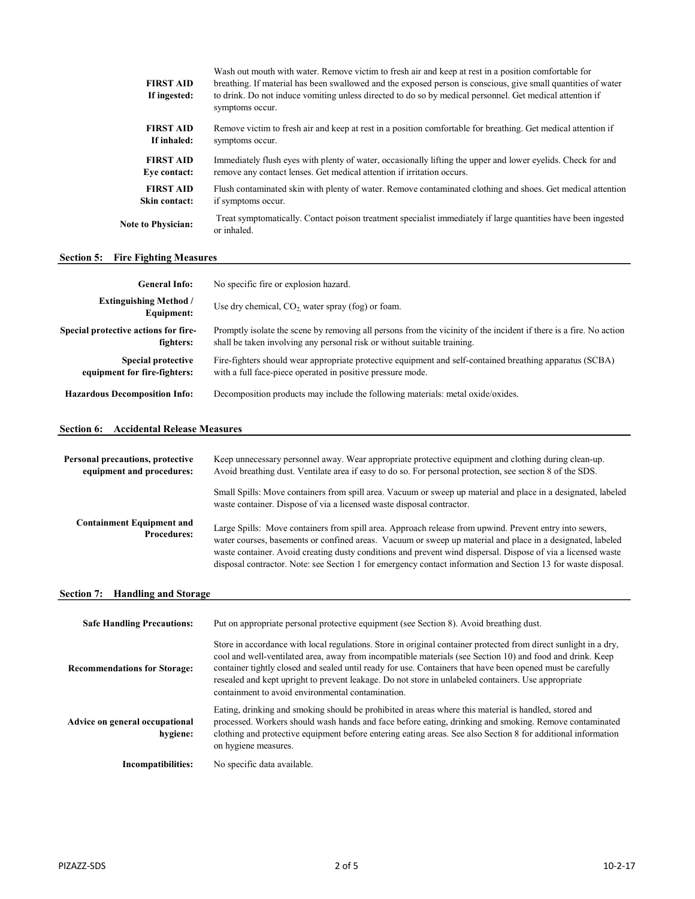| | |
|---|---|
| **FIRST AID If ingested:** | Wash out mouth with water. Remove victim to fresh air and keep at rest in a position comfortable for breathing. If material has been swallowed and the exposed person is conscious, give small quantities of water to drink. Do not induce vomiting unless directed to do so by medical personnel. Get medical attention if symptoms occur. |
| **FIRST AID If inhaled:** | Remove victim to fresh air and keep at rest in a position comfortable for breathing. Get medical attention if symptoms occur. |
| **FIRST AID Eye contact:** | Immediately flush eyes with plenty of water, occasionally lifting the upper and lower eyelids. Check for and remove any contact lenses. Get medical attention if irritation occurs. |
| **FIRST AID Skin contact:** | Flush contaminated skin with plenty of water. Remove contaminated clothing and shoes. Get medical attention if symptoms occur. |
| **Note to Physician:** | Treat symptomatically. Contact poison treatment specialist immediately if large quantities have been ingested or inhaled. |

## Section 5: Fire Fighting Measures

| | |
|---|---|
| **General Info:** | No specific fire or explosion hazard. |
| **Extinguishing Method / Equipment:** | Use dry chemical, $CO_2$, water spray (fog) or foam. |
| **Special protective actions for fire-fighters:** | Promptly isolate the scene by removing all persons from the vicinity of the incident if there is a fire. No action shall be taken involving any personal risk or without suitable training. |
| **Special protective equipment for fire-fighters:** | Fire-fighters should wear appropriate protective equipment and self-contained breathing apparatus (SCBA) with a full face-piece operated in positive pressure mode. |
| **Hazardous Decomposition Info:** | Decomposition products may include the following materials: metal oxide/oxides. |

## Section 6: Accidental Release Measures

| | |
|---|---|
| **Personal precautions, protective equipment and procedures:** | Keep unnecessary personnel away. Wear appropriate protective equipment and clothing during clean-up. Avoid breathing dust. Ventilate area if easy to do so. For personal protection, see section 8 of the SDS. |
| **Containment Equipment and Procedures:** | Small Spills: Move containers from spill area. Vacuum or sweep up material and place in a designated, labeled waste container. Dispose of via a licensed waste disposal contractor.<br><br>Large Spills: Move containers from spill area. Approach release from upwind. Prevent entry into sewers, water courses, basements or confined areas. Vacuum or sweep up material and place in a designated, labeled waste container. Avoid creating dusty conditions and prevent wind dispersal. Dispose of via a licensed waste disposal contractor. Note: see Section 1 for emergency contact information and Section 13 for waste disposal. |

## Section 7: Handling and Storage

| | |
|---|---|
| **Safe Handling Precautions:** | Put on appropriate personal protective equipment (see Section 8). Avoid breathing dust. |
| **Recommendations for Storage:** | Store in accordance with local regulations. Store in original container protected from direct sunlight in a dry, cool and well-ventilated area, away from incompatible materials (see Section 10) and food and drink. Keep container tightly closed and sealed until ready for use. Containers that have been opened must be carefully resealed and kept upright to prevent leakage. Do not store in unlabeled containers. Use appropriate containment to avoid environmental contamination. |
| **Advice on general occupational hygiene:** | Eating, drinking and smoking should be prohibited in areas where this material is handled, stored and processed. Workers should wash hands and face before eating, drinking and smoking. Remove contaminated clothing and protective equipment before entering eating areas. See also Section 8 for additional information on hygiene measures. |
| **Incompatibilities:** | No specific data available. |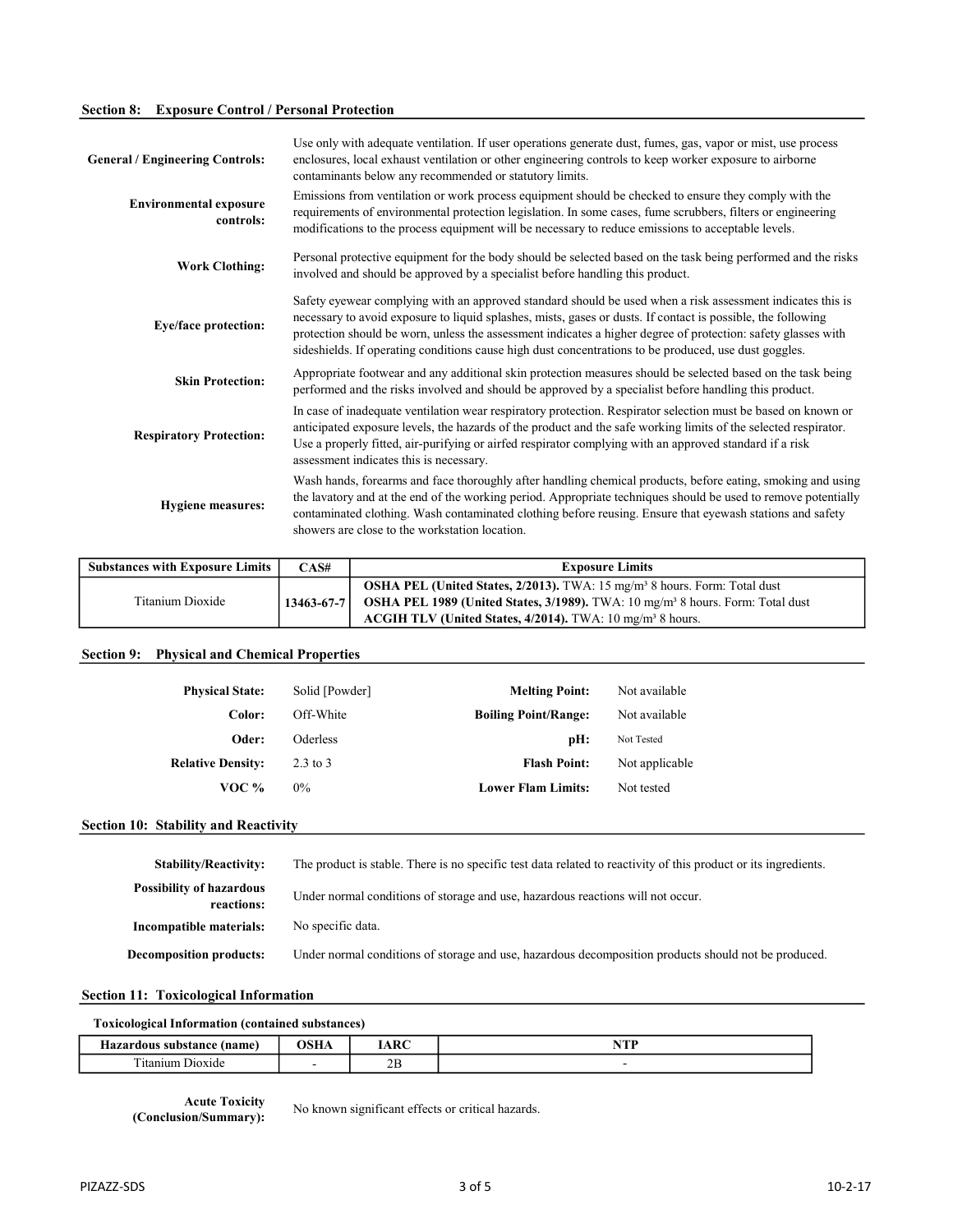## Section 8: Exposure Control / Personal Protection

**General / Engineering Controls:** Use only with adequate ventilation. If user operations generate dust, fumes, gas, vapor or mist, use process enclosures, local exhaust ventilation or other engineering controls to keep worker exposure to airborne contaminants below any recommended or statutory limits.

**Environmental exposure controls:** Emissions from ventilation or work process equipment should be checked to ensure they comply with the requirements of environmental protection legislation. In some cases, fume scrubbers, filters or engineering modifications to the process equipment will be necessary to reduce emissions to acceptable levels.

**Work Clothing:** Personal protective equipment for the body should be selected based on the task being performed and the risks involved and should be approved by a specialist before handling this product.

**Eye/face protection:** Safety eyewear complying with an approved standard should be used when a risk assessment indicates this is necessary to avoid exposure to liquid splashes, mists, gases or dusts. If contact is possible, the following protection should be worn, unless the assessment indicates a higher degree of protection: safety glasses with sideshields. If operating conditions cause high dust concentrations to be produced, use dust goggles.

**Skin Protection:** Appropriate footwear and any additional skin protection measures should be selected based on the task being performed and the risks involved and should be approved by a specialist before handling this product.

**Respiratory Protection:** In case of inadequate ventilation wear respiratory protection. Respirator selection must be based on known or anticipated exposure levels, the hazards of the product and the safe working limits of the selected respirator. Use a properly fitted, air-purifying or airfed respirator complying with an approved standard if a risk assessment indicates this is necessary.

**Hygiene measures:** Wash hands, forearms and face thoroughly after handling chemical products, before eating, smoking and using the lavatory and at the end of the working period. Appropriate techniques should be used to remove potentially contaminated clothing. Wash contaminated clothing before reusing. Ensure that eyewash stations and safety showers are close to the workstation location.

| Substances with Exposure Limits | CAS# | Exposure Limits |
|---|---|---|
| Titanium Dioxide | 13463-67-7 | **OSHA PEL (United States, 2/2013).** TWA: 15 mg/m³ 8 hours. Form: Total dust<br>**OSHA PEL 1989 (United States, 3/1989).** TWA: 10 mg/m³ 8 hours. Form: Total dust<br>**ACGIH TLV (United States, 4/2014).** TWA: 10 mg/m³ 8 hours. |

## Section 9: Physical and Chemical Properties

| | | | |
|---|---|---|---|
| **Physical State:** | Solid [Powder] | **Melting Point:** | Not available |
| **Color:** | Off-White | **Boiling Point/Range:** | Not available |
| **Oder:** | Oderless | **pH:** | Not Tested |
| **Relative Density:** | 2.3 to 3 | **Flash Point:** | Not applicable |
| **VOC %** | 0% | **Lower Flam Limits:** | Not tested |

## Section 10: Stability and Reactivity

**Stability/Reactivity:** The product is stable. There is no specific test data related to reactivity of this product or its ingredients.

**Possibility of hazardous reactions:** Under normal conditions of storage and use, hazardous reactions will not occur.

**Incompatible materials:** No specific data.

**Decomposition products:** Under normal conditions of storage and use, hazardous decomposition products should not be produced.

## Section 11: Toxicological Information

**Toxicological Information (contained substances)**

| Hazardous substance (name) | OSHA | IARC | NTP |
|---|---|---|---|
| Titanium Dioxide | - | 2B | - |

**Acute Toxicity (Conclusion/Summary):** No known significant effects or critical hazards.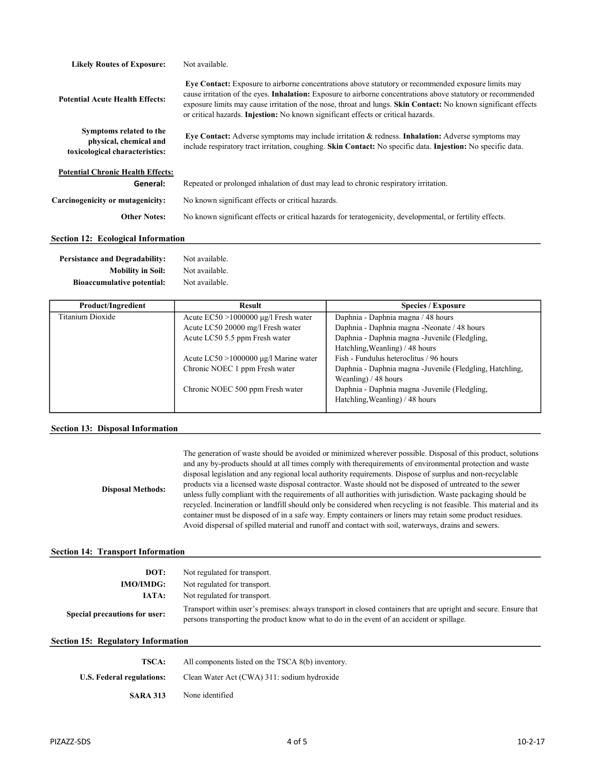**Likely Routes of Exposure:** Not available.

**Potential Acute Health Effects:** **Eye Contact:** Exposure to airborne concentrations above statutory or recommended exposure limits may cause irritation of the eyes. **Inhalation:** Exposure to airborne concentrations above statutory or recommended exposure limits may cause irritation of the nose, throat and lungs. **Skin Contact:** No known significant effects or critical hazards. **Injestion:** No known significant effects or critical hazards.

**Symptoms related to the physical, chemical and toxicological characteristics:** **Eye Contact:** Adverse symptoms may include irritation & redness. **Inhalation:** Adverse symptoms may include respiratory tract irritation, coughing. **Skin Contact:** No specific data. **Injestion:** No specific data.

**Potential Chronic Health Effects:**

**General:** Repeated or prolonged inhalation of dust may lead to chronic respiratory irritation.

**Carcinogenicity or mutagenicity:** No known significant effects or critical hazards.

**Other Notes:** No known significant effects or critical hazards for teratogenicity, developmental, or fertility effects.

## Section 12: Ecological Information

**Persistance and Degradability:** Not available.

**Mobility in Soil:** Not available.

**Bioaccumulative potential:** Not available.

| Product/Ingredient | Result | Species / Exposure |
|---|---|---|
| Titanium Dioxide | Acute EC50 >1000000 µg/l Fresh water | Daphnia - Daphnia magna / 48 hours |
| | Acute LC50 20000 mg/l Fresh water | Daphnia - Daphnia magna -Neonate / 48 hours |
| | Acute LC50 5.5 ppm Fresh water | Daphnia - Daphnia magna -Juvenile (Fledgling, Hatchling,Weanling) / 48 hours |
| | Acute LC50 >1000000 µg/l Marine water | Fish - Fundulus heteroclitus / 96 hours |
| | Chronic NOEC 1 ppm Fresh water | Daphnia - Daphnia magna -Juvenile (Fledgling, Hatchling, Weanling) / 48 hours |
| | Chronic NOEC 500 ppm Fresh water | Daphnia - Daphnia magna -Juvenile (Fledgling, Hatchling,Weanling) / 48 hours |

## Section 13: Disposal Information

**Disposal Methods:** The generation of waste should be avoided or minimized wherever possible. Disposal of this product, solutions and any by-products should at all times comply with therequirements of environmental protection and waste disposal legislation and any regional local authority requirements. Dispose of surplus and non-recyclable products via a licensed waste disposal contractor. Waste should not be disposed of untreated to the sewer unless fully compliant with the requirements of all authorities with jurisdiction. Waste packaging should be recycled. Incineration or landfill should only be considered when recycling is not feasible. This material and its container must be disposed of in a safe way. Empty containers or liners may retain some product residues. Avoid dispersal of spilled material and runoff and contact with soil, waterways, drains and sewers.

## Section 14: Transport Information

**DOT:** Not regulated for transport.

**IMO/IMDG:** Not regulated for transport.

**IATA:** Not regulated for transport.

**Special precautions for user:** Transport within user's premises: always transport in closed containers that are upright and secure. Ensure that persons transporting the product know what to do in the event of an accident or spillage.

## Section 15: Regulatory Information

**TSCA:** All components listed on the TSCA 8(b) inventory.

**U.S. Federal regulations:** Clean Water Act (CWA) 311: sodium hydroxide

**SARA 313** None identified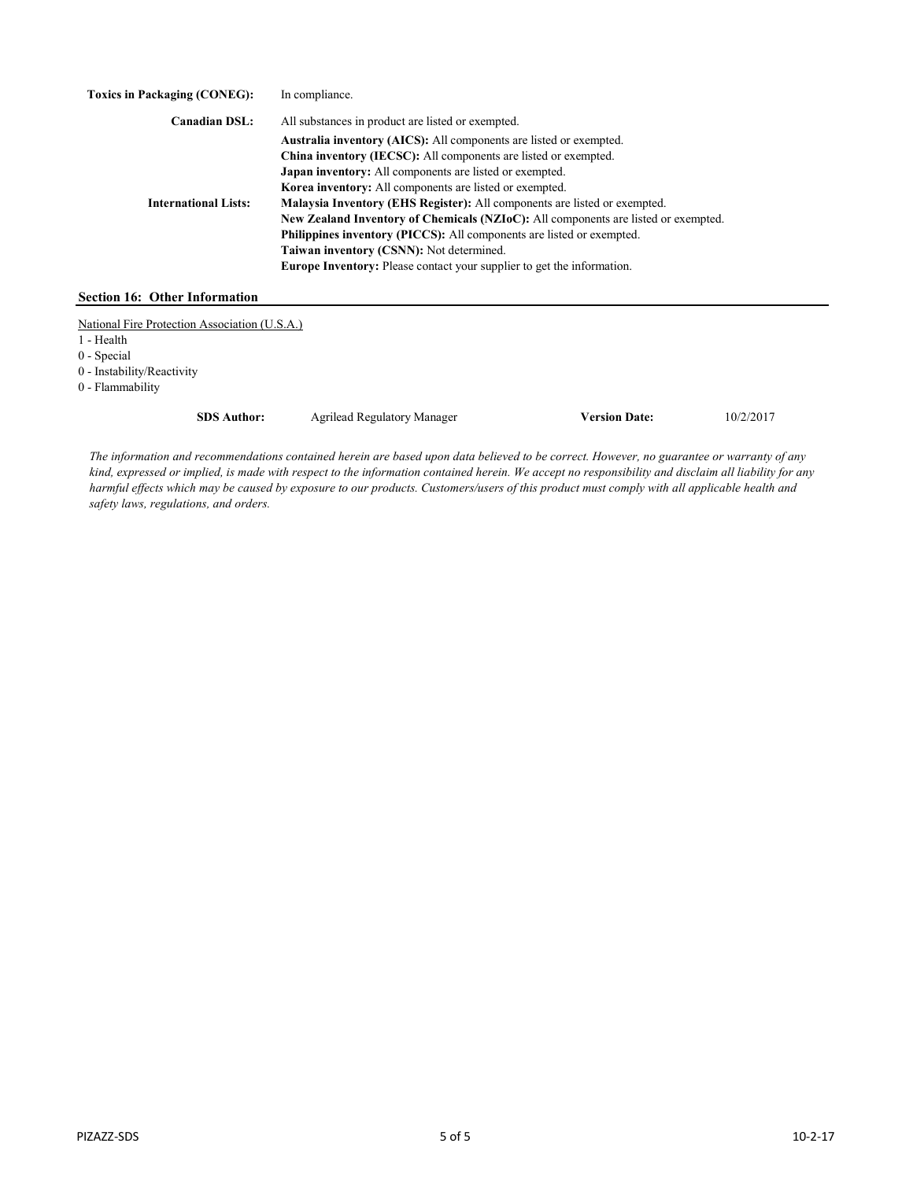**Toxics in Packaging (CONEG):** In compliance.

**Canadian DSL:** All substances in product are listed or exempted.

**International Lists:**

**Australia inventory (AICS):** All components are listed or exempted.
**China inventory (IECSC):** All components are listed or exempted.
**Japan inventory:** All components are listed or exempted.
**Korea inventory:** All components are listed or exempted.
**Malaysia Inventory (EHS Register):** All components are listed or exempted.
**New Zealand Inventory of Chemicals (NZIoC):** All components are listed or exempted.
**Philippines inventory (PICCS):** All components are listed or exempted.
**Taiwan inventory (CSNN):** Not determined.
**Europe Inventory:** Please contact your supplier to get the information.

## Section 16: Other Information

National Fire Protection Association (U.S.A.)
1 - Health
0 - Special
0 - Instability/Reactivity
0 - Flammability

**SDS Author:** Agrilead Regulatory Manager **Version Date:** 10/2/2017

*The information and recommendations contained herein are based upon data believed to be correct. However, no guarantee or warranty of any kind, expressed or implied, is made with respect to the information contained herein. We accept no responsibility and disclaim all liability for any harmful effects which may be caused by exposure to our products. Customers/users of this product must comply with all applicable health and safety laws, regulations, and orders.*